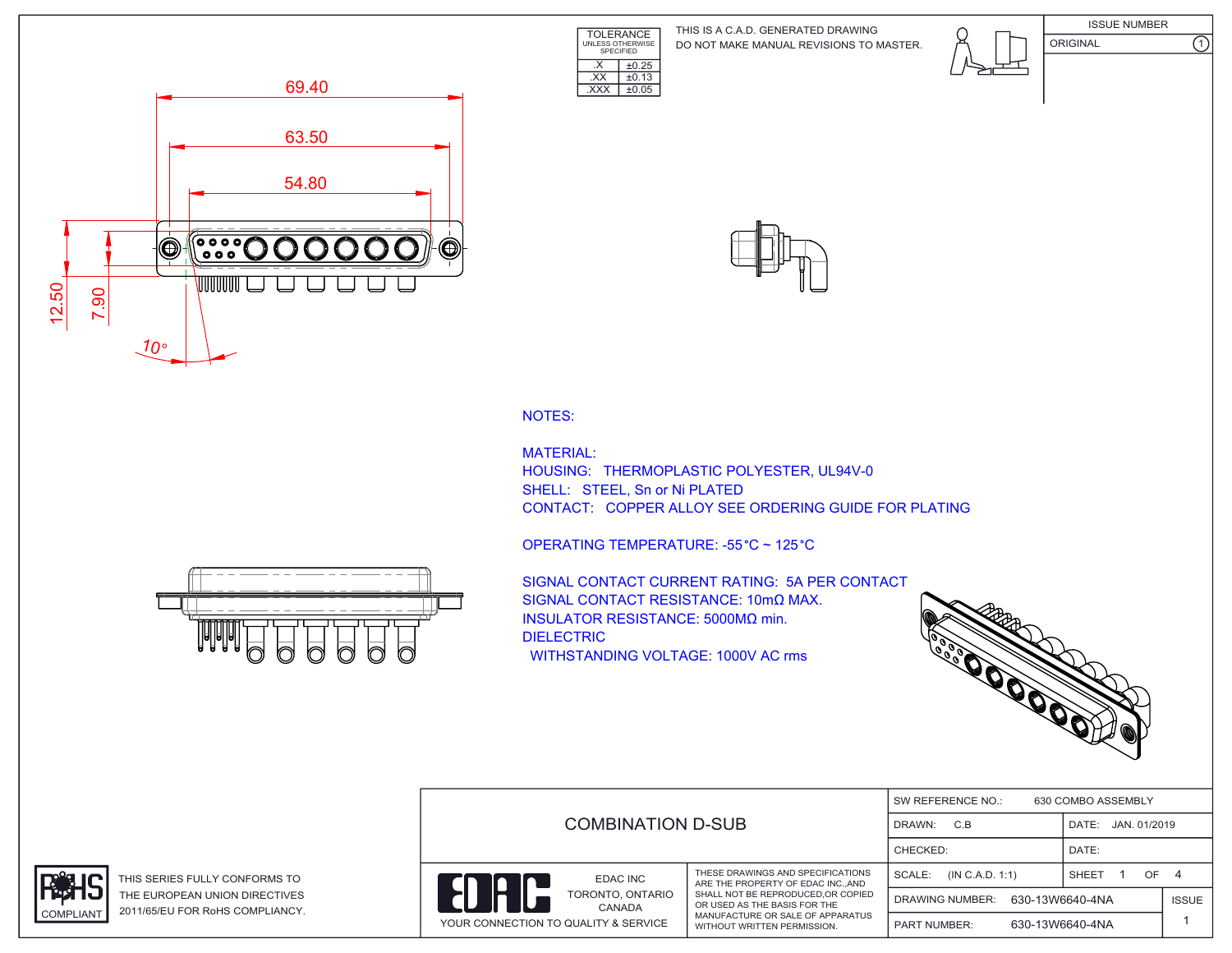| TOLERANCE UNLESS OTHERWISE SPECIFIED | |
|---|---|
| .X | ±0.25 |
| .XX | ±0.13 |
| .XXX | ±0.05 |

THIS IS A C.A.D. GENERATED DRAWING
DO NOT MAKE MANUAL REVISIONS TO MASTER.

| ISSUE NUMBER | |
|---|---|
| ORIGINAL | 1 |

69.40

63.50

54.80

12.50

7.90

10°

NOTES:

MATERIAL:
HOUSING: THERMOPLASTIC POLYESTER, UL94V-0
SHELL: STEEL, Sn or Ni PLATED
CONTACT: COPPER ALLOY SEE ORDERING GUIDE FOR PLATING

OPERATING TEMPERATURE: -55°C ~ 125°C

SIGNAL CONTACT CURRENT RATING: 5A PER CONTACT
SIGNAL CONTACT RESISTANCE: 10mΩ MAX.
INSULATOR RESISTANCE: 5000MΩ min.
DIELECTRIC
WITHSTANDING VOLTAGE: 1000V AC rms

RoHS COMPLIANT

THIS SERIES FULLY CONFORMS TO THE EUROPEAN UNION DIRECTIVES 2011/65/EU FOR RoHS COMPLIANCY.

COMBINATION D-SUB

EDAC INC
TORONTO, ONTARIO
CANADA
YOUR CONNECTION TO QUALITY & SERVICE

THESE DRAWINGS AND SPECIFICATIONS ARE THE PROPERTY OF EDAC INC.,AND SHALL NOT BE REPRODUCED,OR COPIED OR USED AS THE BASIS FOR THE MANUFACTURE OR SALE OF APPARATUS WITHOUT WRITTEN PERMISSION.

| SW REFERENCE NO.: 630 COMBO ASSEMBLY | | |
|---|---|---|
| DRAWN: C.B | DATE: JAN. 01/2019 | |
| CHECKED: | DATE: | |
| SCALE: (IN C.A.D. 1:1) | SHEET 1 OF 4 | |
| DRAWING NUMBER: 630-13W6640-4NA | | ISSUE |
| PART NUMBER: 630-13W6640-4NA | | 1 |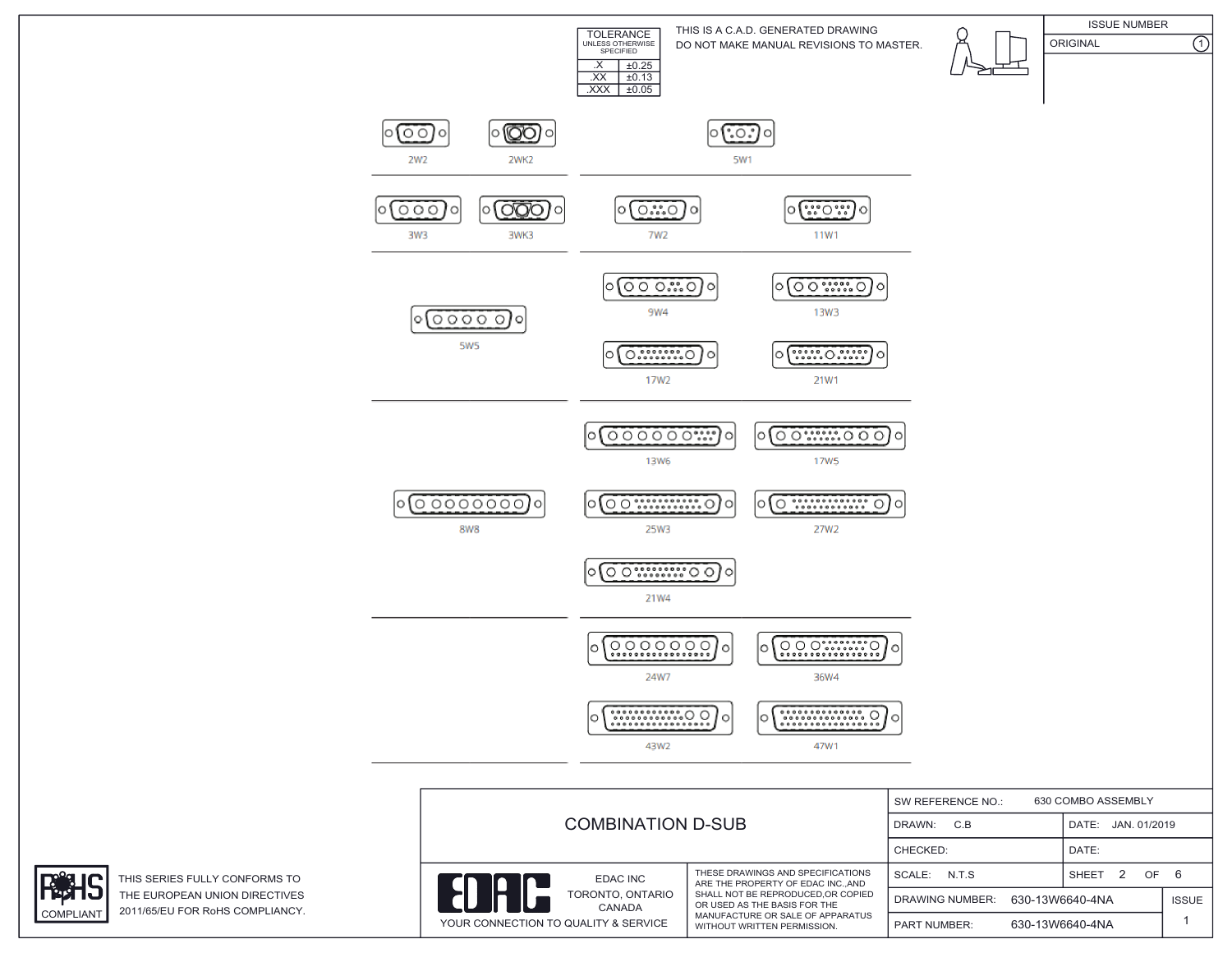| TOLERANCE UNLESS OTHERWISE SPECIFIED | |
|---|---|
| .X | ±0.25 |
| .XX | ±0.13 |
| .XXX | ±0.05 |

THIS IS A C.A.D. GENERATED DRAWING
DO NOT MAKE MANUAL REVISIONS TO MASTER.

| ISSUE NUMBER | |
|---|---|
| ORIGINAL | 1 |

2W2 2WK2 5W1

3W3 3WK3 7W2 11W1

5W5 9W4 13W3 17W2 21W1

8W8 13W6 17W5 25W3 27W2 21W4

24W7 36W4 43W2 47W1

# COMBINATION D-SUB

| | |
|---|---|
| SW REFERENCE NO.: | 630 COMBO ASSEMBLY |
| DRAWN: C.B | DATE: JAN. 01/2019 |
| CHECKED: | DATE: |
| SCALE: N.T.S | SHEET 2 OF 6 |
| DRAWING NUMBER: 630-13W6640-4NA | ISSUE |
| PART NUMBER: 630-13W6640-4NA | 1 |

EDAC

EDAC INC
TORONTO, ONTARIO
CANADA

YOUR CONNECTION TO QUALITY & SERVICE

THESE DRAWINGS AND SPECIFICATIONS ARE THE PROPERTY OF EDAC INC.,AND SHALL NOT BE REPRODUCED,OR COPIED OR USED AS THE BASIS FOR THE MANUFACTURE OR SALE OF APPARATUS WITHOUT WRITTEN PERMISSION.

RoHS COMPLIANT

THIS SERIES FULLY CONFORMS TO THE EUROPEAN UNION DIRECTIVES 2011/65/EU FOR RoHS COMPLIANCY.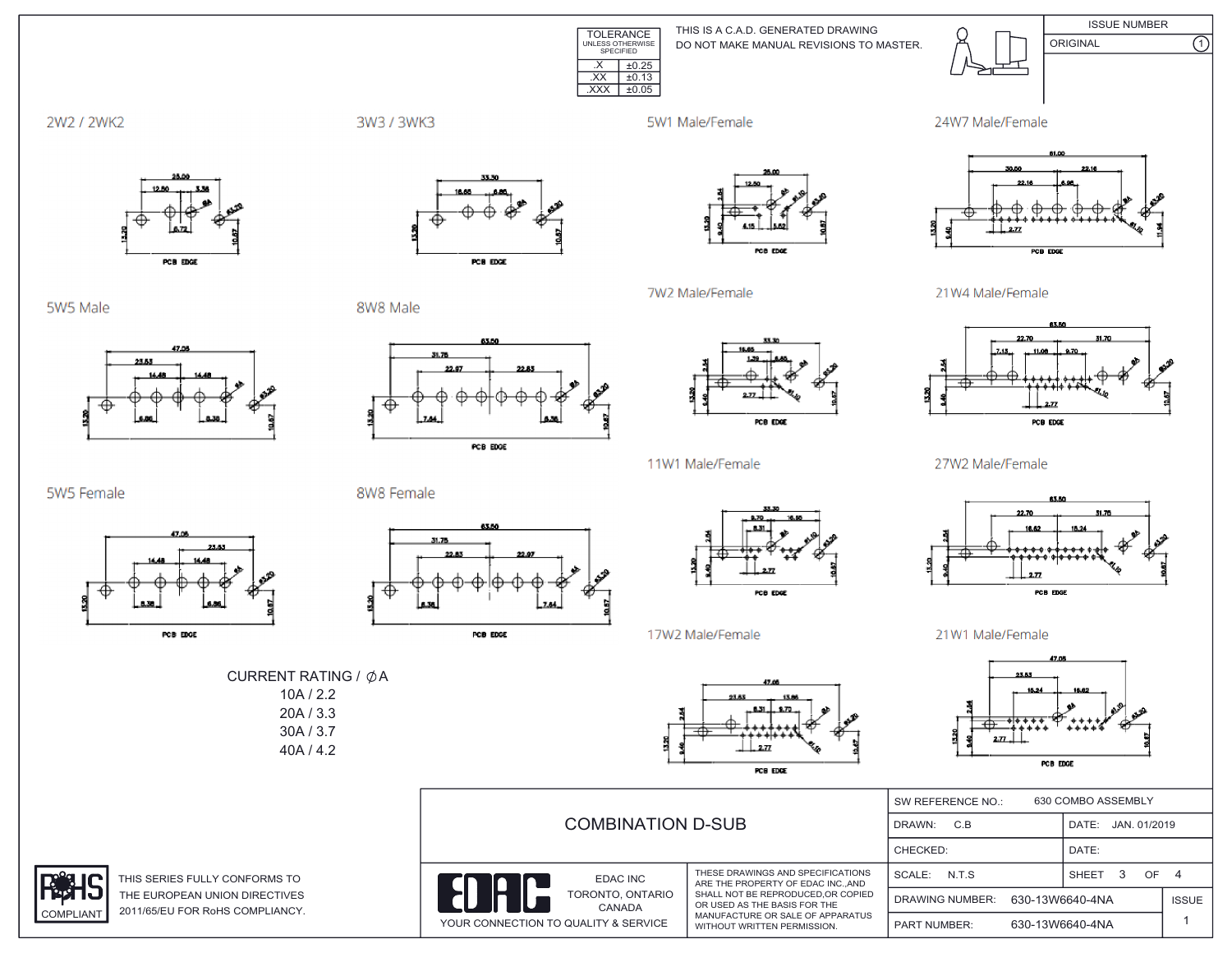| TOLERANCE UNLESS OTHERWISE SPECIFIED | |
|---|---|
| .X | ±0.25 |
| .XX | ±0.13 |
| .XXX | ±0.05 |

THIS IS A C.A.D. GENERATED DRAWING
DO NOT MAKE MANUAL REVISIONS TO MASTER.

| ISSUE NUMBER | |
|---|---|
| ORIGINAL | 1 |

2W2 / 2WK2

3W3 / 3WK3

5W1 Male/Female

24W7 Male/Female

5W5 Male

8W8 Male

7W2 Male/Female

21W4 Male/Female

5W5 Female

8W8 Female

11W1 Male/Female

27W2 Male/Female

17W2 Male/Female

21W1 Male/Female

CURRENT RATING / ∅A
10A / 2.2
20A / 3.3
30A / 3.7
40A / 4.2

RoHS COMPLIANT

THIS SERIES FULLY CONFORMS TO THE EUROPEAN UNION DIRECTIVES 2011/65/EU FOR RoHS COMPLIANCY.

COMBINATION D-SUB

EDAC INC
TORONTO, ONTARIO
CANADA
YOUR CONNECTION TO QUALITY & SERVICE

THESE DRAWINGS AND SPECIFICATIONS ARE THE PROPERTY OF EDAC INC.,AND SHALL NOT BE REPRODUCED,OR COPIED OR USED AS THE BASIS FOR THE MANUFACTURE OR SALE OF APPARATUS WITHOUT WRITTEN PERMISSION.

| SW REFERENCE NO.: 630 COMBO ASSEMBLY | | |
|---|---|---|
| DRAWN: C.B | DATE: JAN. 01/2019 | |
| CHECKED: | DATE: | |
| SCALE: N.T.S | SHEET 3 OF 4 | |
| DRAWING NUMBER: 630-13W6640-4NA | | ISSUE |
| PART NUMBER: 630-13W6640-4NA | | 1 |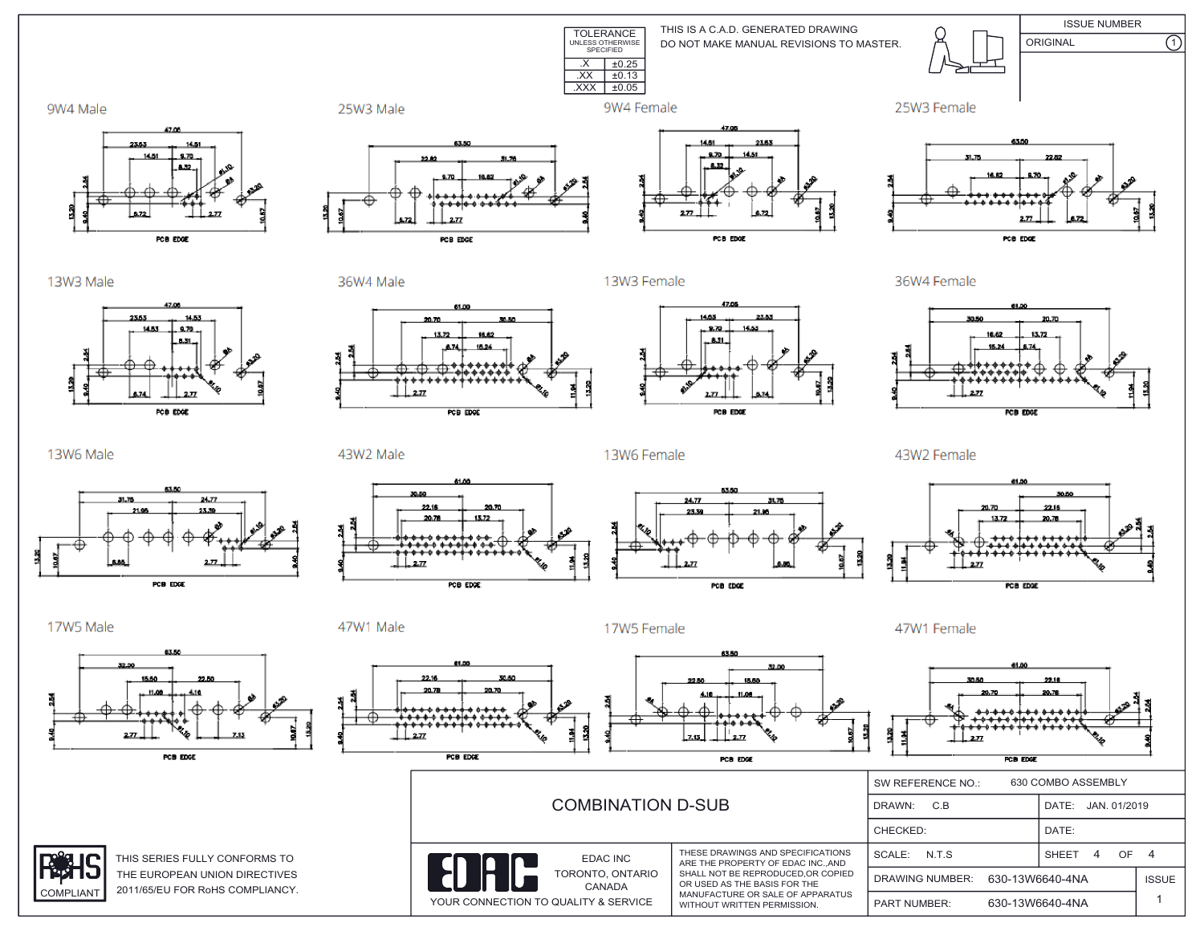| TOLERANCE UNLESS OTHERWISE SPECIFIED | |
|---|---|
| .X | ±0.25 |
| .XX | ±0.13 |
| .XXX | ±0.05 |

THIS IS A C.A.D. GENERATED DRAWING
DO NOT MAKE MANUAL REVISIONS TO MASTER.

| ISSUE NUMBER | |
|---|---|
| ORIGINAL | 1 |

9W4 Male

25W3 Male

9W4 Female

25W3 Female

13W3 Male

36W4 Male

13W3 Female

36W4 Female

13W6 Male

43W2 Male

13W6 Female

43W2 Female

17W5 Male

47W1 Male

17W5 Female

47W1 Female

PCB EDGE

RoHS COMPLIANT

THIS SERIES FULLY CONFORMS TO THE EUROPEAN UNION DIRECTIVES 2011/65/EU FOR RoHS COMPLIANCY.

COMBINATION D-SUB

EDAC INC
TORONTO, ONTARIO
CANADA
YOUR CONNECTION TO QUALITY & SERVICE

THESE DRAWINGS AND SPECIFICATIONS ARE THE PROPERTY OF EDAC INC.,AND SHALL NOT BE REPRODUCED,OR COPIED OR USED AS THE BASIS FOR THE MANUFACTURE OR SALE OF APPARATUS WITHOUT WRITTEN PERMISSION.

| | | | |
|---|---|---|---|
| SW REFERENCE NO.: | 630 COMBO ASSEMBLY | | |
| DRAWN: C.B | | DATE: JAN. 01/2019 | |
| CHECKED: | | DATE: | |
| SCALE: N.T.S | | SHEET 4 OF 4 | |
| DRAWING NUMBER: | 630-13W6640-4NA | | ISSUE |
| PART NUMBER: | 630-13W6640-4NA | | 1 |